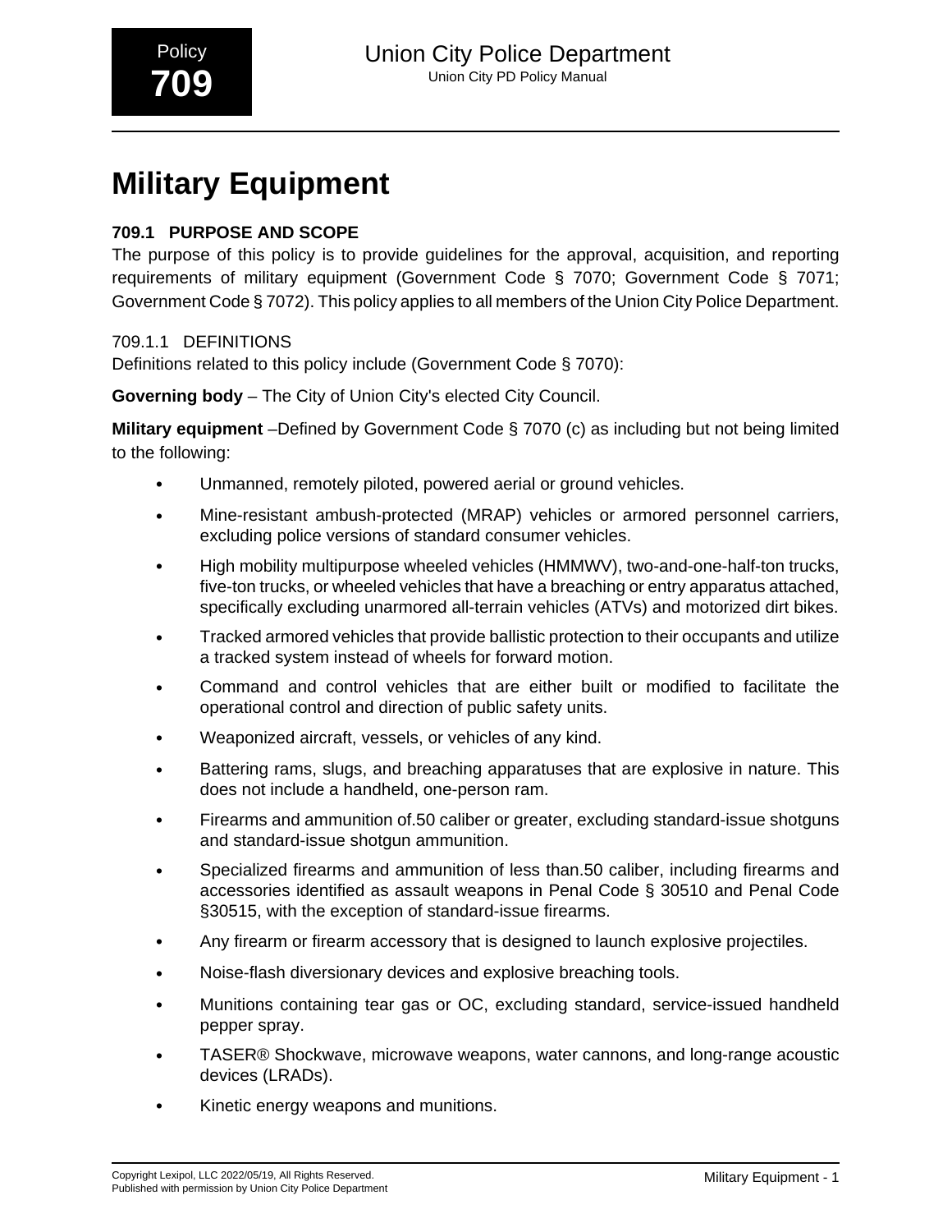# Military Equipment

## 709.1 PURPOSE AND SCOPE

The purpose of this policy is to provide guidelines for the approval, acquisition, and reporting requirements of military equipment (Government Code § 7070; Government Code § 7071; Government Code § 7072). This policy applies to all members of the Union City Police Department.

### 709.1.1 DEFINITIONS

Definitions related to this policy include (Government Code § 7070):

**Governing body** – The City of Union City's elected City Council.

**Military equipment** –Defined by Government Code § 7070 (c) as including but not being limited to the following:

- Unmanned, remotely piloted, powered aerial or ground vehicles.
- Mine-resistant ambush-protected (MRAP) vehicles or armored personnel carriers, excluding police versions of standard consumer vehicles.
- High mobility multipurpose wheeled vehicles (HMMWV), two-and-one-half-ton trucks, five-ton trucks, or wheeled vehicles that have a breaching or entry apparatus attached, specifically excluding unarmored all-terrain vehicles (ATVs) and motorized dirt bikes.
- Tracked armored vehicles that provide ballistic protection to their occupants and utilize a tracked system instead of wheels for forward motion.
- Command and control vehicles that are either built or modified to facilitate the operational control and direction of public safety units.
- Weaponized aircraft, vessels, or vehicles of any kind.
- Battering rams, slugs, and breaching apparatuses that are explosive in nature. This does not include a handheld, one-person ram.
- Firearms and ammunition of.50 caliber or greater, excluding standard-issue shotguns and standard-issue shotgun ammunition.
- Specialized firearms and ammunition of less than.50 caliber, including firearms and accessories identified as assault weapons in Penal Code § 30510 and Penal Code §30515, with the exception of standard-issue firearms.
- Any firearm or firearm accessory that is designed to launch explosive projectiles.
- Noise-flash diversionary devices and explosive breaching tools.
- Munitions containing tear gas or OC, excluding standard, service-issued handheld pepper spray.
- TASER® Shockwave, microwave weapons, water cannons, and long-range acoustic devices (LRADs).
- Kinetic energy weapons and munitions.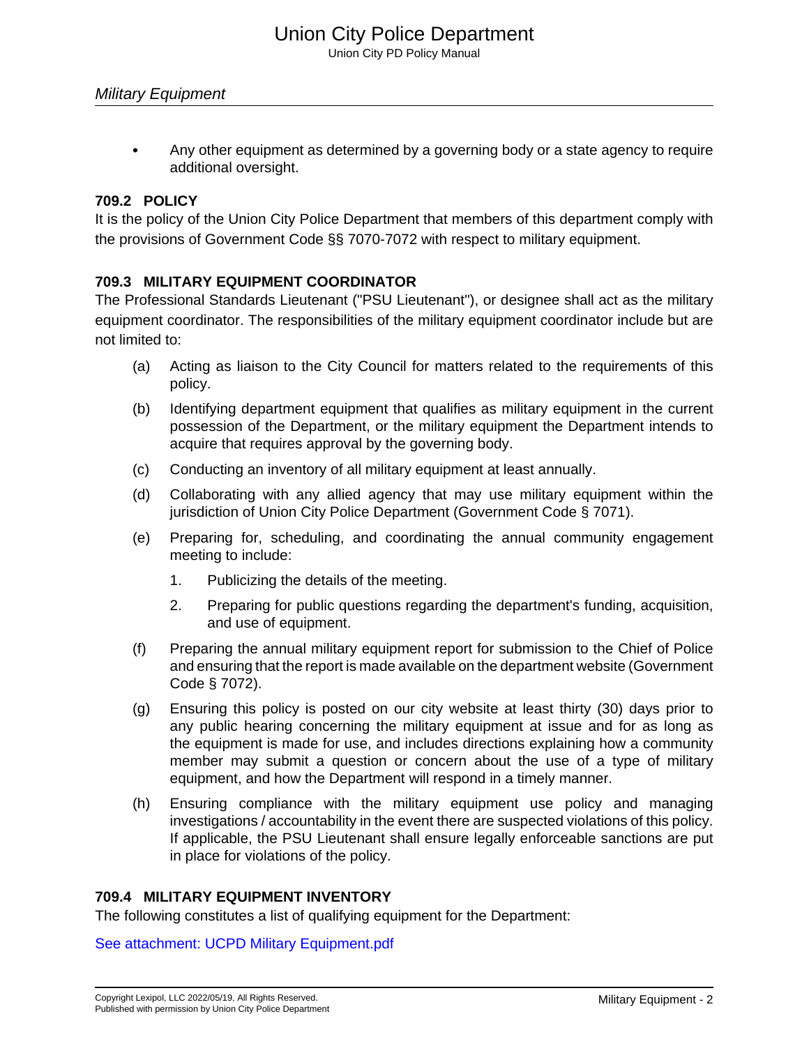- Any other equipment as determined by a governing body or a state agency to require additional oversight.

### 709.2 POLICY

It is the policy of the Union City Police Department that members of this department comply with the provisions of Government Code §§ 7070-7072 with respect to military equipment.

### 709.3 MILITARY EQUIPMENT COORDINATOR

The Professional Standards Lieutenant ("PSU Lieutenant"), or designee shall act as the military equipment coordinator. The responsibilities of the military equipment coordinator include but are not limited to:

(a) Acting as liaison to the City Council for matters related to the requirements of this policy.

(b) Identifying department equipment that qualifies as military equipment in the current possession of the Department, or the military equipment the Department intends to acquire that requires approval by the governing body.

(c) Conducting an inventory of all military equipment at least annually.

(d) Collaborating with any allied agency that may use military equipment within the jurisdiction of Union City Police Department (Government Code § 7071).

(e) Preparing for, scheduling, and coordinating the annual community engagement meeting to include:

1. Publicizing the details of the meeting.
2. Preparing for public questions regarding the department's funding, acquisition, and use of equipment.

(f) Preparing the annual military equipment report for submission to the Chief of Police and ensuring that the report is made available on the department website (Government Code § 7072).

(g) Ensuring this policy is posted on our city website at least thirty (30) days prior to any public hearing concerning the military equipment at issue and for as long as the equipment is made for use, and includes directions explaining how a community member may submit a question or concern about the use of a type of military equipment, and how the Department will respond in a timely manner.

(h) Ensuring compliance with the military equipment use policy and managing investigations / accountability in the event there are suspected violations of this policy. If applicable, the PSU Lieutenant shall ensure legally enforceable sanctions are put in place for violations of the policy.

### 709.4 MILITARY EQUIPMENT INVENTORY

The following constitutes a list of qualifying equipment for the Department:

See attachment: UCPD Military Equipment.pdf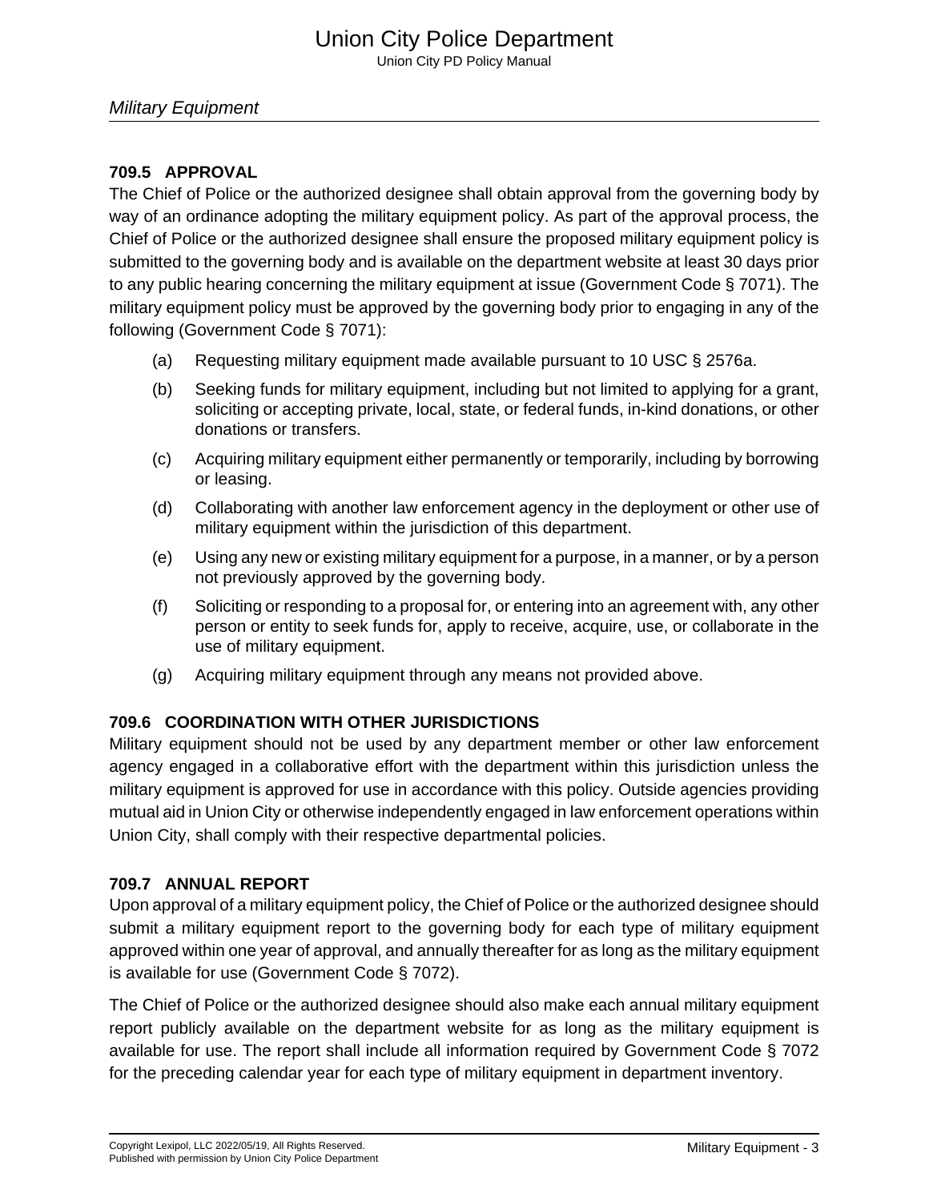### 709.5 APPROVAL

The Chief of Police or the authorized designee shall obtain approval from the governing body by way of an ordinance adopting the military equipment policy. As part of the approval process, the Chief of Police or the authorized designee shall ensure the proposed military equipment policy is submitted to the governing body and is available on the department website at least 30 days prior to any public hearing concerning the military equipment at issue (Government Code § 7071). The military equipment policy must be approved by the governing body prior to engaging in any of the following (Government Code § 7071):

(a) Requesting military equipment made available pursuant to 10 USC § 2576a.

(b) Seeking funds for military equipment, including but not limited to applying for a grant, soliciting or accepting private, local, state, or federal funds, in-kind donations, or other donations or transfers.

(c) Acquiring military equipment either permanently or temporarily, including by borrowing or leasing.

(d) Collaborating with another law enforcement agency in the deployment or other use of military equipment within the jurisdiction of this department.

(e) Using any new or existing military equipment for a purpose, in a manner, or by a person not previously approved by the governing body.

(f) Soliciting or responding to a proposal for, or entering into an agreement with, any other person or entity to seek funds for, apply to receive, acquire, use, or collaborate in the use of military equipment.

(g) Acquiring military equipment through any means not provided above.

### 709.6 COORDINATION WITH OTHER JURISDICTIONS

Military equipment should not be used by any department member or other law enforcement agency engaged in a collaborative effort with the department within this jurisdiction unless the military equipment is approved for use in accordance with this policy. Outside agencies providing mutual aid in Union City or otherwise independently engaged in law enforcement operations within Union City, shall comply with their respective departmental policies.

### 709.7 ANNUAL REPORT

Upon approval of a military equipment policy, the Chief of Police or the authorized designee should submit a military equipment report to the governing body for each type of military equipment approved within one year of approval, and annually thereafter for as long as the military equipment is available for use (Government Code § 7072).

The Chief of Police or the authorized designee should also make each annual military equipment report publicly available on the department website for as long as the military equipment is available for use. The report shall include all information required by Government Code § 7072 for the preceding calendar year for each type of military equipment in department inventory.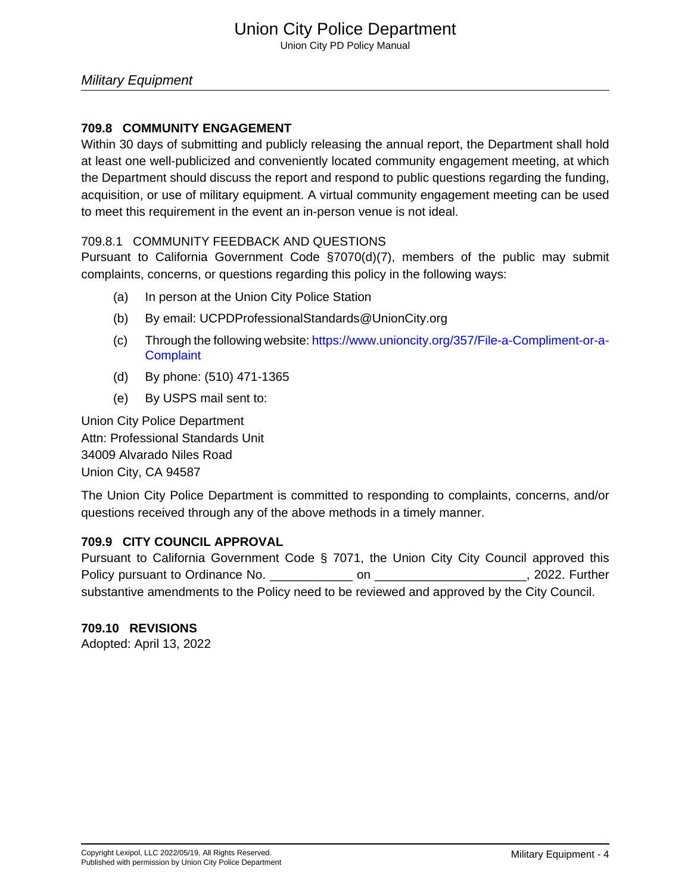## 709.8 COMMUNITY ENGAGEMENT

Within 30 days of submitting and publicly releasing the annual report, the Department shall hold at least one well-publicized and conveniently located community engagement meeting, at which the Department should discuss the report and respond to public questions regarding the funding, acquisition, or use of military equipment. A virtual community engagement meeting can be used to meet this requirement in the event an in-person venue is not ideal.

### 709.8.1 COMMUNITY FEEDBACK AND QUESTIONS

Pursuant to California Government Code §7070(d)(7), members of the public may submit complaints, concerns, or questions regarding this policy in the following ways:

(a) In person at the Union City Police Station

(b) By email: UCPDProfessionalStandards@UnionCity.org

(c) Through the following website: https://www.unioncity.org/357/File-a-Compliment-or-a-Complaint

(d) By phone: (510) 471-1365

(e) By USPS mail sent to:

Union City Police Department
Attn: Professional Standards Unit
34009 Alvarado Niles Road
Union City, CA 94587

The Union City Police Department is committed to responding to complaints, concerns, and/or questions received through any of the above methods in a timely manner.

## 709.9 CITY COUNCIL APPROVAL

Pursuant to California Government Code § 7071, the Union City City Council approved this Policy pursuant to Ordinance No. ____________ on ______________________, 2022. Further substantive amendments to the Policy need to be reviewed and approved by the City Council.

## 709.10 REVISIONS

Adopted: April 13, 2022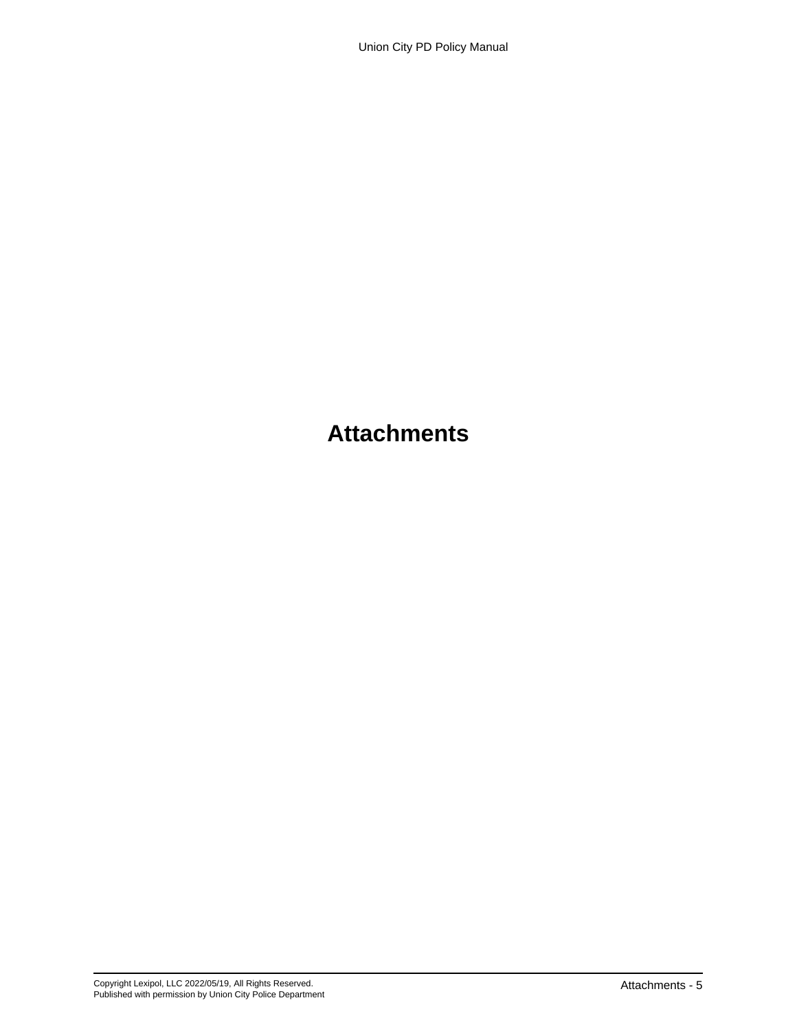# Attachments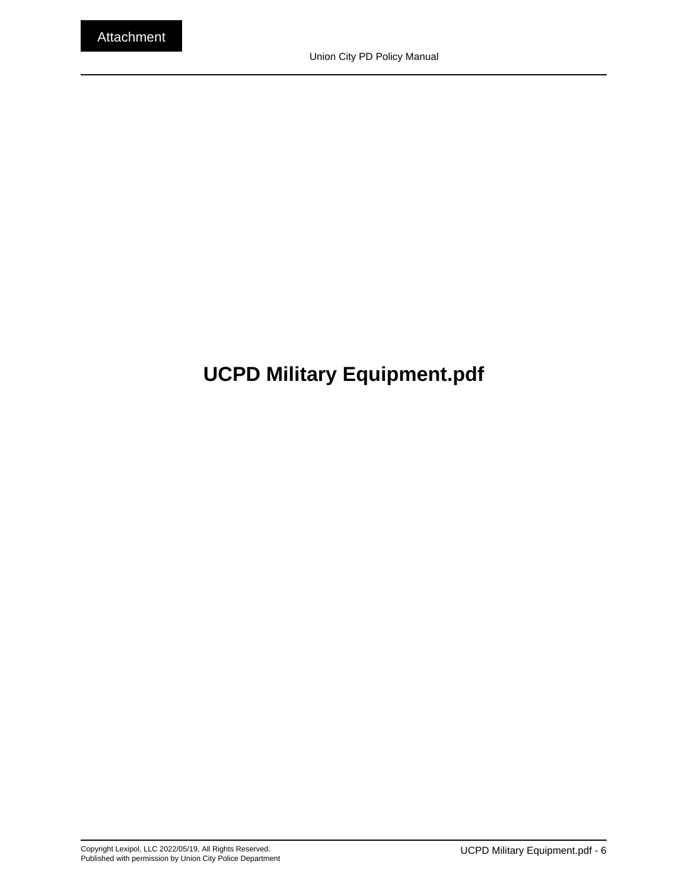Attachment

# UCPD Military Equipment.pdf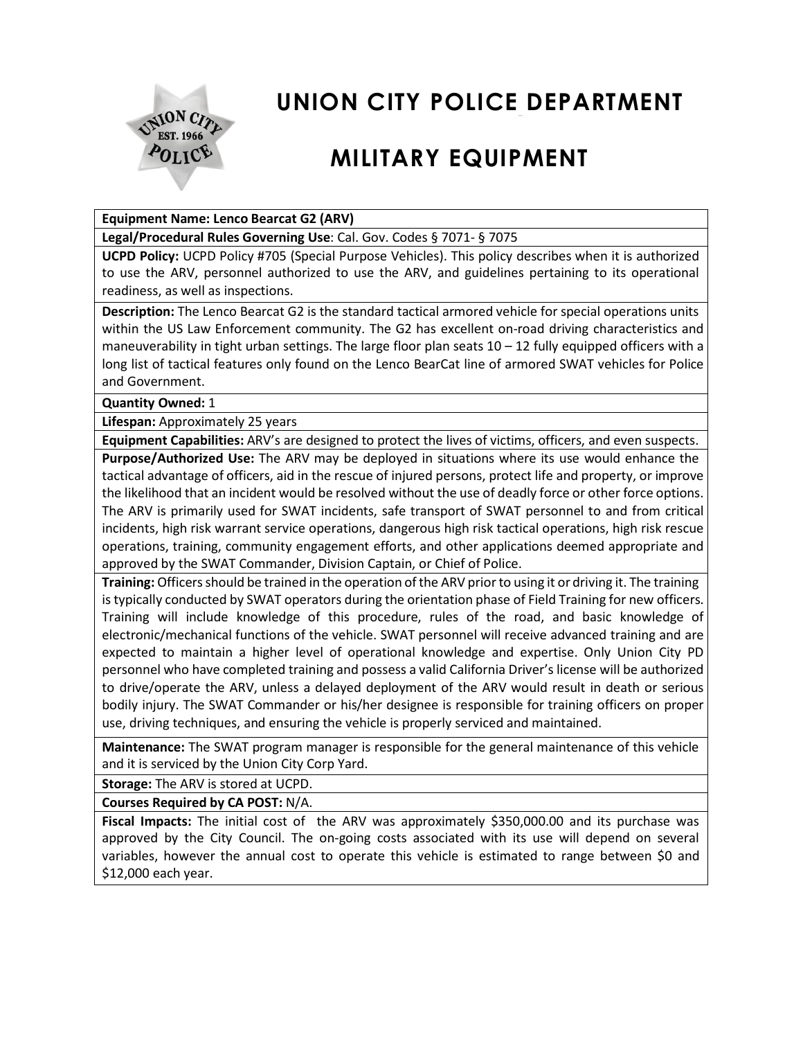# UNION CITY POLICE DEPARTMENT

# MILITARY EQUIPMENT

**Equipment Name: Lenco Bearcat G2 (ARV)**

**Legal/Procedural Rules Governing Use**: Cal. Gov. Codes § 7071- § 7075

**UCPD Policy:** UCPD Policy #705 (Special Purpose Vehicles). This policy describes when it is authorized to use the ARV, personnel authorized to use the ARV, and guidelines pertaining to its operational readiness, as well as inspections.

**Description:** The Lenco Bearcat G2 is the standard tactical armored vehicle for special operations units within the US Law Enforcement community. The G2 has excellent on-road driving characteristics and maneuverability in tight urban settings. The large floor plan seats 10 – 12 fully equipped officers with a long list of tactical features only found on the Lenco BearCat line of armored SWAT vehicles for Police and Government.

**Quantity Owned:** 1

**Lifespan:** Approximately 25 years

**Equipment Capabilities:** ARV's are designed to protect the lives of victims, officers, and even suspects.

**Purpose/Authorized Use:** The ARV may be deployed in situations where its use would enhance the tactical advantage of officers, aid in the rescue of injured persons, protect life and property, or improve the likelihood that an incident would be resolved without the use of deadly force or other force options. The ARV is primarily used for SWAT incidents, safe transport of SWAT personnel to and from critical incidents, high risk warrant service operations, dangerous high risk tactical operations, high risk rescue operations, training, community engagement efforts, and other applications deemed appropriate and approved by the SWAT Commander, Division Captain, or Chief of Police.

**Training:** Officers should be trained in the operation of the ARV prior to using it or driving it. The training is typically conducted by SWAT operators during the orientation phase of Field Training for new officers. Training will include knowledge of this procedure, rules of the road, and basic knowledge of electronic/mechanical functions of the vehicle. SWAT personnel will receive advanced training and are expected to maintain a higher level of operational knowledge and expertise. Only Union City PD personnel who have completed training and possess a valid California Driver's license will be authorized to drive/operate the ARV, unless a delayed deployment of the ARV would result in death or serious bodily injury. The SWAT Commander or his/her designee is responsible for training officers on proper use, driving techniques, and ensuring the vehicle is properly serviced and maintained.

**Maintenance:** The SWAT program manager is responsible for the general maintenance of this vehicle and it is serviced by the Union City Corp Yard.

**Storage:** The ARV is stored at UCPD.

**Courses Required by CA POST:** N/A.

**Fiscal Impacts:** The initial cost of the ARV was approximately $350,000.00 and its purchase was approved by the City Council. The on-going costs associated with its use will depend on several variables, however the annual cost to operate this vehicle is estimated to range between $0 and $12,000 each year.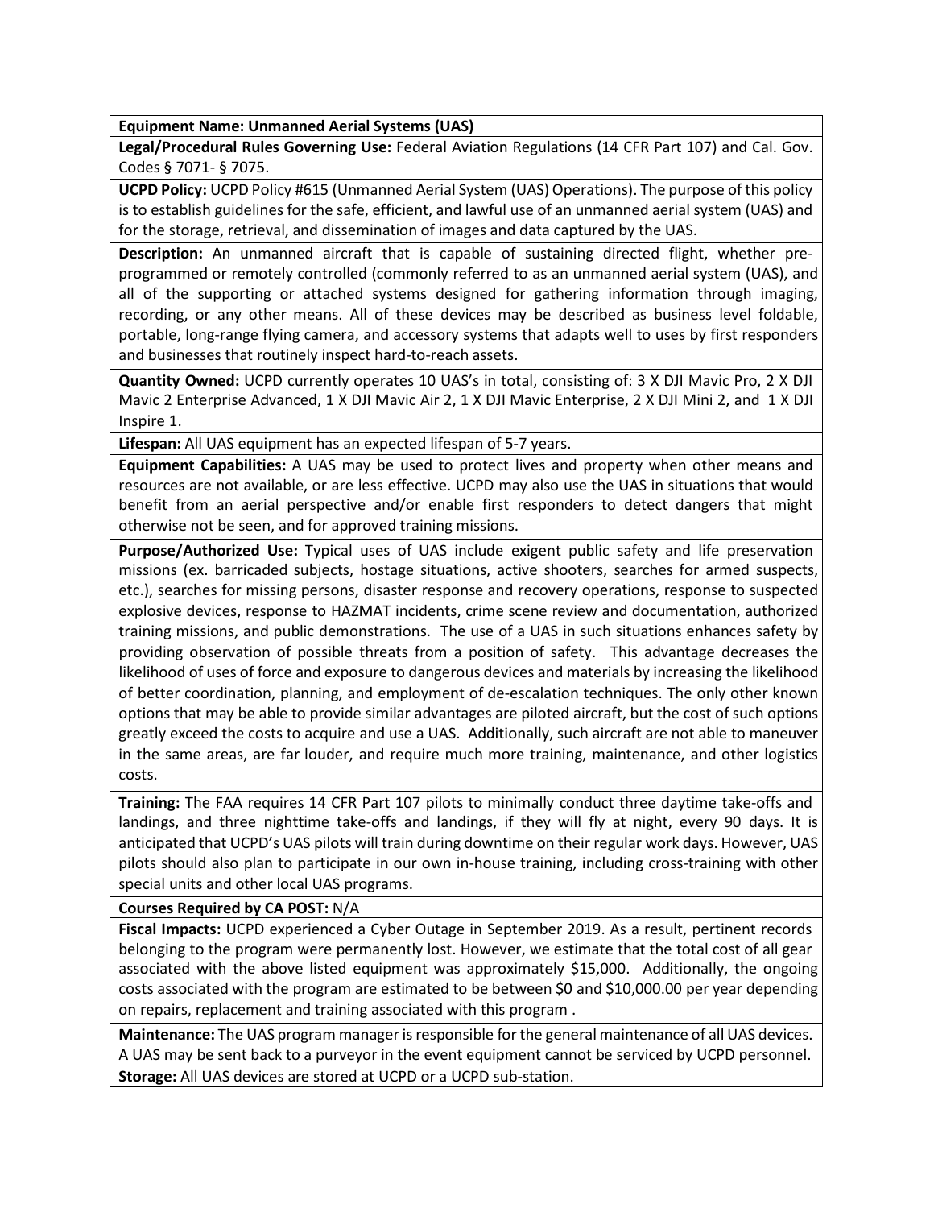**Equipment Name: Unmanned Aerial Systems (UAS)**

**Legal/Procedural Rules Governing Use:** Federal Aviation Regulations (14 CFR Part 107) and Cal. Gov. Codes § 7071- § 7075.

**UCPD Policy:** UCPD Policy #615 (Unmanned Aerial System (UAS) Operations). The purpose of this policy is to establish guidelines for the safe, efficient, and lawful use of an unmanned aerial system (UAS) and for the storage, retrieval, and dissemination of images and data captured by the UAS.

**Description:** An unmanned aircraft that is capable of sustaining directed flight, whether pre-programmed or remotely controlled (commonly referred to as an unmanned aerial system (UAS), and all of the supporting or attached systems designed for gathering information through imaging, recording, or any other means. All of these devices may be described as business level foldable, portable, long-range flying camera, and accessory systems that adapts well to uses by first responders and businesses that routinely inspect hard-to-reach assets.

**Quantity Owned:** UCPD currently operates 10 UAS's in total, consisting of: 3 X DJI Mavic Pro, 2 X DJI Mavic 2 Enterprise Advanced, 1 X DJI Mavic Air 2, 1 X DJI Mavic Enterprise, 2 X DJI Mini 2, and 1 X DJI Inspire 1.

**Lifespan:** All UAS equipment has an expected lifespan of 5-7 years.

**Equipment Capabilities:** A UAS may be used to protect lives and property when other means and resources are not available, or are less effective. UCPD may also use the UAS in situations that would benefit from an aerial perspective and/or enable first responders to detect dangers that might otherwise not be seen, and for approved training missions.

**Purpose/Authorized Use:** Typical uses of UAS include exigent public safety and life preservation missions (ex. barricaded subjects, hostage situations, active shooters, searches for armed suspects, etc.), searches for missing persons, disaster response and recovery operations, response to suspected explosive devices, response to HAZMAT incidents, crime scene review and documentation, authorized training missions, and public demonstrations. The use of a UAS in such situations enhances safety by providing observation of possible threats from a position of safety. This advantage decreases the likelihood of uses of force and exposure to dangerous devices and materials by increasing the likelihood of better coordination, planning, and employment of de-escalation techniques. The only other known options that may be able to provide similar advantages are piloted aircraft, but the cost of such options greatly exceed the costs to acquire and use a UAS. Additionally, such aircraft are not able to maneuver in the same areas, are far louder, and require much more training, maintenance, and other logistics costs.

**Training:** The FAA requires 14 CFR Part 107 pilots to minimally conduct three daytime take-offs and landings, and three nighttime take-offs and landings, if they will fly at night, every 90 days. It is anticipated that UCPD's UAS pilots will train during downtime on their regular work days. However, UAS pilots should also plan to participate in our own in-house training, including cross-training with other special units and other local UAS programs.

**Courses Required by CA POST:** N/A

**Fiscal Impacts:** UCPD experienced a Cyber Outage in September 2019. As a result, pertinent records belonging to the program were permanently lost. However, we estimate that the total cost of all gear associated with the above listed equipment was approximately $15,000. Additionally, the ongoing costs associated with the program are estimated to be between $0 and $10,000.00 per year depending on repairs, replacement and training associated with this program .

**Maintenance:** The UAS program manager is responsible for the general maintenance of all UAS devices. A UAS may be sent back to a purveyor in the event equipment cannot be serviced by UCPD personnel.

**Storage:** All UAS devices are stored at UCPD or a UCPD sub-station.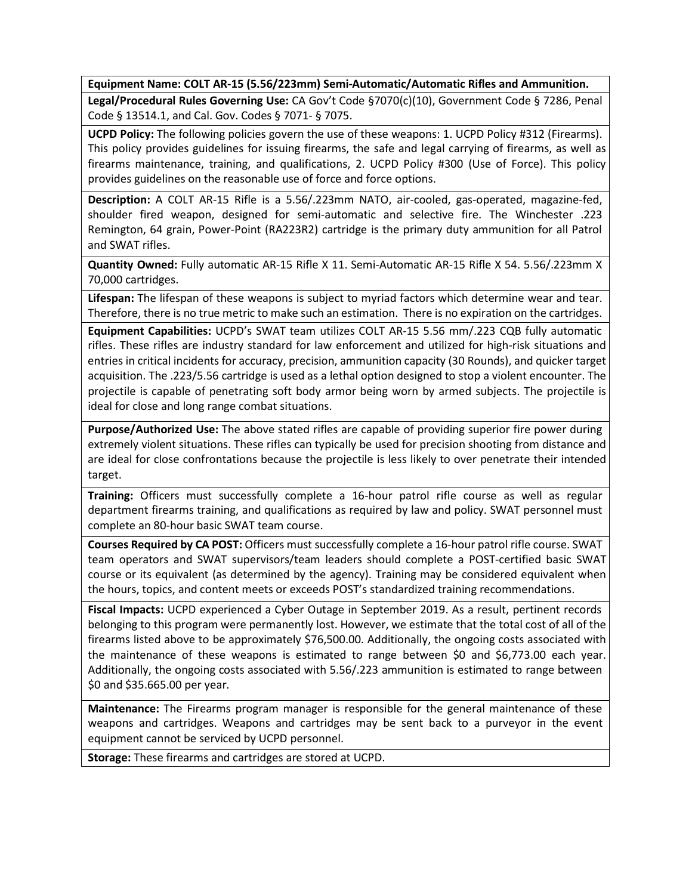**Equipment Name: COLT AR-15 (5.56/223mm) Semi-Automatic/Automatic Rifles and Ammunition.**

**Legal/Procedural Rules Governing Use:** CA Gov't Code §7070(c)(10), Government Code § 7286, Penal Code § 13514.1, and Cal. Gov. Codes § 7071- § 7075.

**UCPD Policy:** The following policies govern the use of these weapons: 1. UCPD Policy #312 (Firearms). This policy provides guidelines for issuing firearms, the safe and legal carrying of firearms, as well as firearms maintenance, training, and qualifications, 2. UCPD Policy #300 (Use of Force). This policy provides guidelines on the reasonable use of force and force options.

**Description:** A COLT AR-15 Rifle is a 5.56/.223mm NATO, air-cooled, gas-operated, magazine-fed, shoulder fired weapon, designed for semi-automatic and selective fire. The Winchester .223 Remington, 64 grain, Power-Point (RA223R2) cartridge is the primary duty ammunition for all Patrol and SWAT rifles.

**Quantity Owned:** Fully automatic AR-15 Rifle X 11. Semi-Automatic AR-15 Rifle X 54. 5.56/.223mm X 70,000 cartridges.

**Lifespan:** The lifespan of these weapons is subject to myriad factors which determine wear and tear. Therefore, there is no true metric to make such an estimation. There is no expiration on the cartridges.

**Equipment Capabilities:** UCPD's SWAT team utilizes COLT AR-15 5.56 mm/.223 CQB fully automatic rifles. These rifles are industry standard for law enforcement and utilized for high-risk situations and entries in critical incidents for accuracy, precision, ammunition capacity (30 Rounds), and quicker target acquisition. The .223/5.56 cartridge is used as a lethal option designed to stop a violent encounter. The projectile is capable of penetrating soft body armor being worn by armed subjects. The projectile is ideal for close and long range combat situations.

**Purpose/Authorized Use:** The above stated rifles are capable of providing superior fire power during extremely violent situations. These rifles can typically be used for precision shooting from distance and are ideal for close confrontations because the projectile is less likely to over penetrate their intended target.

**Training:** Officers must successfully complete a 16-hour patrol rifle course as well as regular department firearms training, and qualifications as required by law and policy. SWAT personnel must complete an 80-hour basic SWAT team course.

**Courses Required by CA POST:** Officers must successfully complete a 16-hour patrol rifle course. SWAT team operators and SWAT supervisors/team leaders should complete a POST-certified basic SWAT course or its equivalent (as determined by the agency). Training may be considered equivalent when the hours, topics, and content meets or exceeds POST's standardized training recommendations.

**Fiscal Impacts:** UCPD experienced a Cyber Outage in September 2019. As a result, pertinent records belonging to this program were permanently lost. However, we estimate that the total cost of all of the firearms listed above to be approximately $76,500.00. Additionally, the ongoing costs associated with the maintenance of these weapons is estimated to range between $0 and $6,773.00 each year. Additionally, the ongoing costs associated with 5.56/.223 ammunition is estimated to range between $0 and $35.665.00 per year.

**Maintenance:** The Firearms program manager is responsible for the general maintenance of these weapons and cartridges. Weapons and cartridges may be sent back to a purveyor in the event equipment cannot be serviced by UCPD personnel.

**Storage:** These firearms and cartridges are stored at UCPD.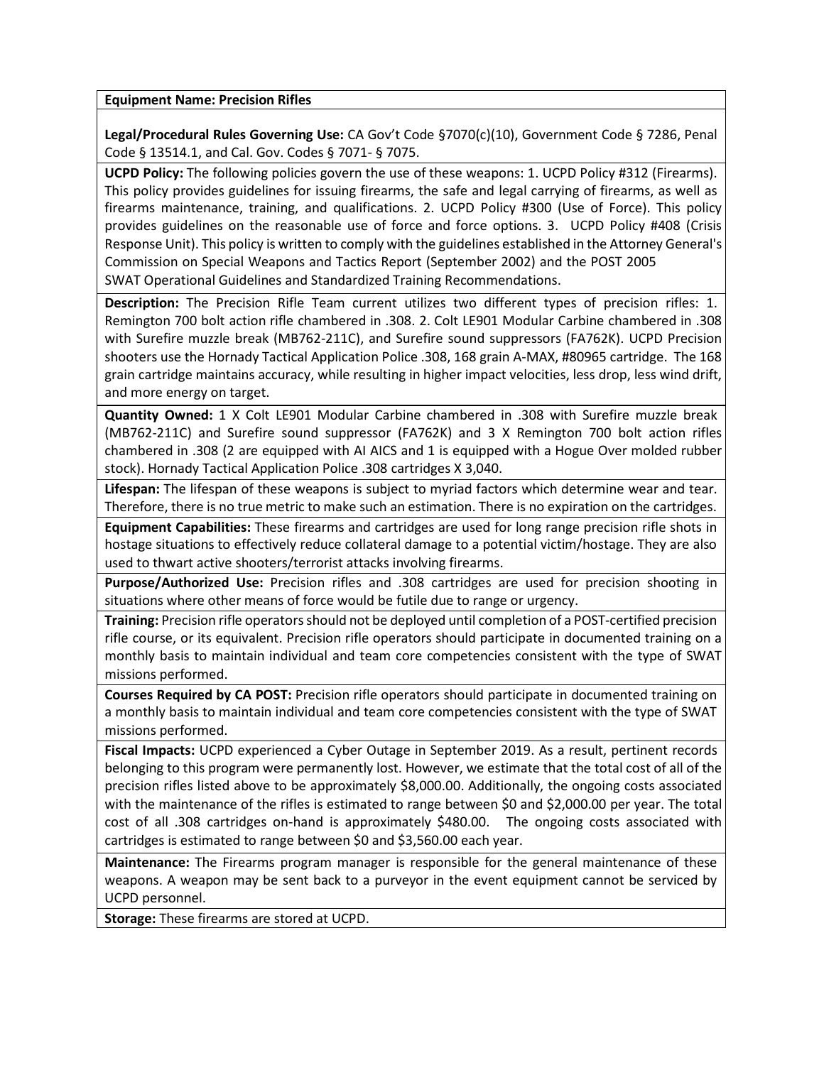**Equipment Name: Precision Rifles**

**Legal/Procedural Rules Governing Use:** CA Gov't Code §7070(c)(10), Government Code § 7286, Penal Code § 13514.1, and Cal. Gov. Codes § 7071- § 7075.

**UCPD Policy:** The following policies govern the use of these weapons: 1. UCPD Policy #312 (Firearms). This policy provides guidelines for issuing firearms, the safe and legal carrying of firearms, as well as firearms maintenance, training, and qualifications. 2. UCPD Policy #300 (Use of Force). This policy provides guidelines on the reasonable use of force and force options. 3. UCPD Policy #408 (Crisis Response Unit). This policy is written to comply with the guidelines established in the Attorney General's Commission on Special Weapons and Tactics Report (September 2002) and the POST 2005 SWAT Operational Guidelines and Standardized Training Recommendations.

**Description:** The Precision Rifle Team current utilizes two different types of precision rifles: 1. Remington 700 bolt action rifle chambered in .308. 2. Colt LE901 Modular Carbine chambered in .308 with Surefire muzzle break (MB762-211C), and Surefire sound suppressors (FA762K). UCPD Precision shooters use the Hornady Tactical Application Police .308, 168 grain A-MAX, #80965 cartridge. The 168 grain cartridge maintains accuracy, while resulting in higher impact velocities, less drop, less wind drift, and more energy on target.

**Quantity Owned:** 1 X Colt LE901 Modular Carbine chambered in .308 with Surefire muzzle break (MB762-211C) and Surefire sound suppressor (FA762K) and 3 X Remington 700 bolt action rifles chambered in .308 (2 are equipped with AI AICS and 1 is equipped with a Hogue Over molded rubber stock). Hornady Tactical Application Police .308 cartridges X 3,040.

**Lifespan:** The lifespan of these weapons is subject to myriad factors which determine wear and tear. Therefore, there is no true metric to make such an estimation. There is no expiration on the cartridges.

**Equipment Capabilities:** These firearms and cartridges are used for long range precision rifle shots in hostage situations to effectively reduce collateral damage to a potential victim/hostage. They are also used to thwart active shooters/terrorist attacks involving firearms.

**Purpose/Authorized Use:** Precision rifles and .308 cartridges are used for precision shooting in situations where other means of force would be futile due to range or urgency.

**Training:** Precision rifle operators should not be deployed until completion of a POST-certified precision rifle course, or its equivalent. Precision rifle operators should participate in documented training on a monthly basis to maintain individual and team core competencies consistent with the type of SWAT missions performed.

**Courses Required by CA POST:** Precision rifle operators should participate in documented training on a monthly basis to maintain individual and team core competencies consistent with the type of SWAT missions performed.

**Fiscal Impacts:** UCPD experienced a Cyber Outage in September 2019. As a result, pertinent records belonging to this program were permanently lost. However, we estimate that the total cost of all of the precision rifles listed above to be approximately $8,000.00. Additionally, the ongoing costs associated with the maintenance of the rifles is estimated to range between $0 and $2,000.00 per year. The total cost of all .308 cartridges on-hand is approximately $480.00. The ongoing costs associated with cartridges is estimated to range between $0 and $3,560.00 each year.

**Maintenance:** The Firearms program manager is responsible for the general maintenance of these weapons. A weapon may be sent back to a purveyor in the event equipment cannot be serviced by UCPD personnel.

**Storage:** These firearms are stored at UCPD.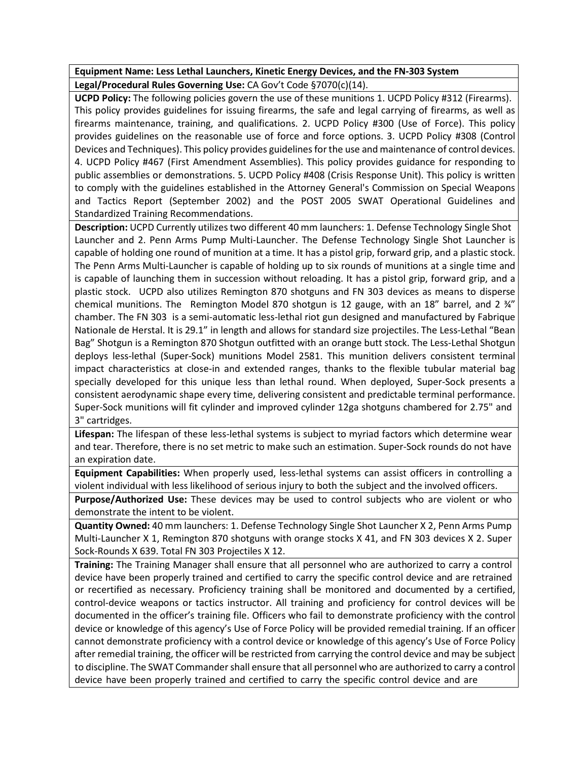**Equipment Name: Less Lethal Launchers, Kinetic Energy Devices, and the FN-303 System**

**Legal/Procedural Rules Governing Use:** CA Gov't Code §7070(c)(14).

**UCPD Policy:** The following policies govern the use of these munitions 1. UCPD Policy #312 (Firearms). This policy provides guidelines for issuing firearms, the safe and legal carrying of firearms, as well as firearms maintenance, training, and qualifications. 2. UCPD Policy #300 (Use of Force). This policy provides guidelines on the reasonable use of force and force options. 3. UCPD Policy #308 (Control Devices and Techniques). This policy provides guidelines for the use and maintenance of control devices. 4. UCPD Policy #467 (First Amendment Assemblies). This policy provides guidance for responding to public assemblies or demonstrations. 5. UCPD Policy #408 (Crisis Response Unit). This policy is written to comply with the guidelines established in the Attorney General's Commission on Special Weapons and Tactics Report (September 2002) and the POST 2005 SWAT Operational Guidelines and Standardized Training Recommendations.

**Description:** UCPD Currently utilizes two different 40 mm launchers: 1. Defense Technology Single Shot Launcher and 2. Penn Arms Pump Multi-Launcher. The Defense Technology Single Shot Launcher is capable of holding one round of munition at a time. It has a pistol grip, forward grip, and a plastic stock. The Penn Arms Multi-Launcher is capable of holding up to six rounds of munitions at a single time and is capable of launching them in succession without reloading. It has a pistol grip, forward grip, and a plastic stock. UCPD also utilizes Remington 870 shotguns and FN 303 devices as means to disperse chemical munitions. The Remington Model 870 shotgun is 12 gauge, with an 18" barrel, and 2 ¾" chamber. The FN 303 is a semi-automatic less-lethal riot gun designed and manufactured by Fabrique Nationale de Herstal. It is 29.1" in length and allows for standard size projectiles. The Less-Lethal "Bean Bag" Shotgun is a Remington 870 Shotgun outfitted with an orange butt stock. The Less-Lethal Shotgun deploys less-lethal (Super-Sock) munitions Model 2581. This munition delivers consistent terminal impact characteristics at close-in and extended ranges, thanks to the flexible tubular material bag specially developed for this unique less than lethal round. When deployed, Super-Sock presents a consistent aerodynamic shape every time, delivering consistent and predictable terminal performance. Super-Sock munitions will fit cylinder and improved cylinder 12ga shotguns chambered for 2.75" and 3" cartridges.

**Lifespan:** The lifespan of these less-lethal systems is subject to myriad factors which determine wear and tear. Therefore, there is no set metric to make such an estimation. Super-Sock rounds do not have an expiration date.

**Equipment Capabilities:** When properly used, less-lethal systems can assist officers in controlling a violent individual with less likelihood of serious injury to both the subject and the involved officers.

**Purpose/Authorized Use:** These devices may be used to control subjects who are violent or who demonstrate the intent to be violent.

**Quantity Owned:** 40 mm launchers: 1. Defense Technology Single Shot Launcher X 2, Penn Arms Pump Multi-Launcher X 1, Remington 870 shotguns with orange stocks X 41, and FN 303 devices X 2. Super Sock-Rounds X 639. Total FN 303 Projectiles X 12.

**Training:** The Training Manager shall ensure that all personnel who are authorized to carry a control device have been properly trained and certified to carry the specific control device and are retrained or recertified as necessary. Proficiency training shall be monitored and documented by a certified, control-device weapons or tactics instructor. All training and proficiency for control devices will be documented in the officer's training file. Officers who fail to demonstrate proficiency with the control device or knowledge of this agency's Use of Force Policy will be provided remedial training. If an officer cannot demonstrate proficiency with a control device or knowledge of this agency's Use of Force Policy after remedial training, the officer will be restricted from carrying the control device and may be subject to discipline. The SWAT Commander shall ensure that all personnel who are authorized to carry a control device have been properly trained and certified to carry the specific control device and are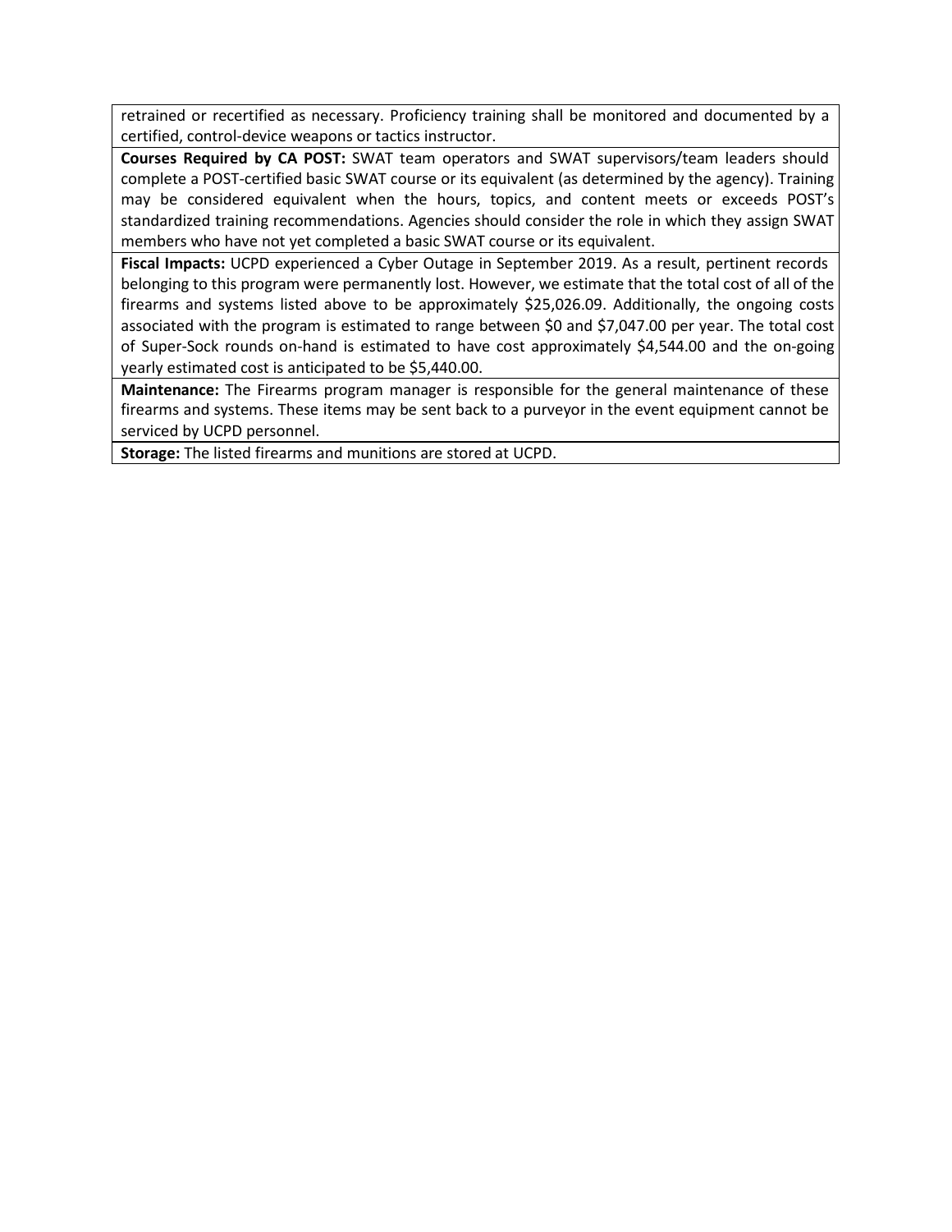retrained or recertified as necessary. Proficiency training shall be monitored and documented by a certified, control-device weapons or tactics instructor.

**Courses Required by CA POST:** SWAT team operators and SWAT supervisors/team leaders should complete a POST-certified basic SWAT course or its equivalent (as determined by the agency). Training may be considered equivalent when the hours, topics, and content meets or exceeds POST's standardized training recommendations. Agencies should consider the role in which they assign SWAT members who have not yet completed a basic SWAT course or its equivalent.

**Fiscal Impacts:** UCPD experienced a Cyber Outage in September 2019. As a result, pertinent records belonging to this program were permanently lost. However, we estimate that the total cost of all of the firearms and systems listed above to be approximately $25,026.09. Additionally, the ongoing costs associated with the program is estimated to range between $0 and $7,047.00 per year. The total cost of Super-Sock rounds on-hand is estimated to have cost approximately $4,544.00 and the on-going yearly estimated cost is anticipated to be $5,440.00.

**Maintenance:** The Firearms program manager is responsible for the general maintenance of these firearms and systems. These items may be sent back to a purveyor in the event equipment cannot be serviced by UCPD personnel.

**Storage:** The listed firearms and munitions are stored at UCPD.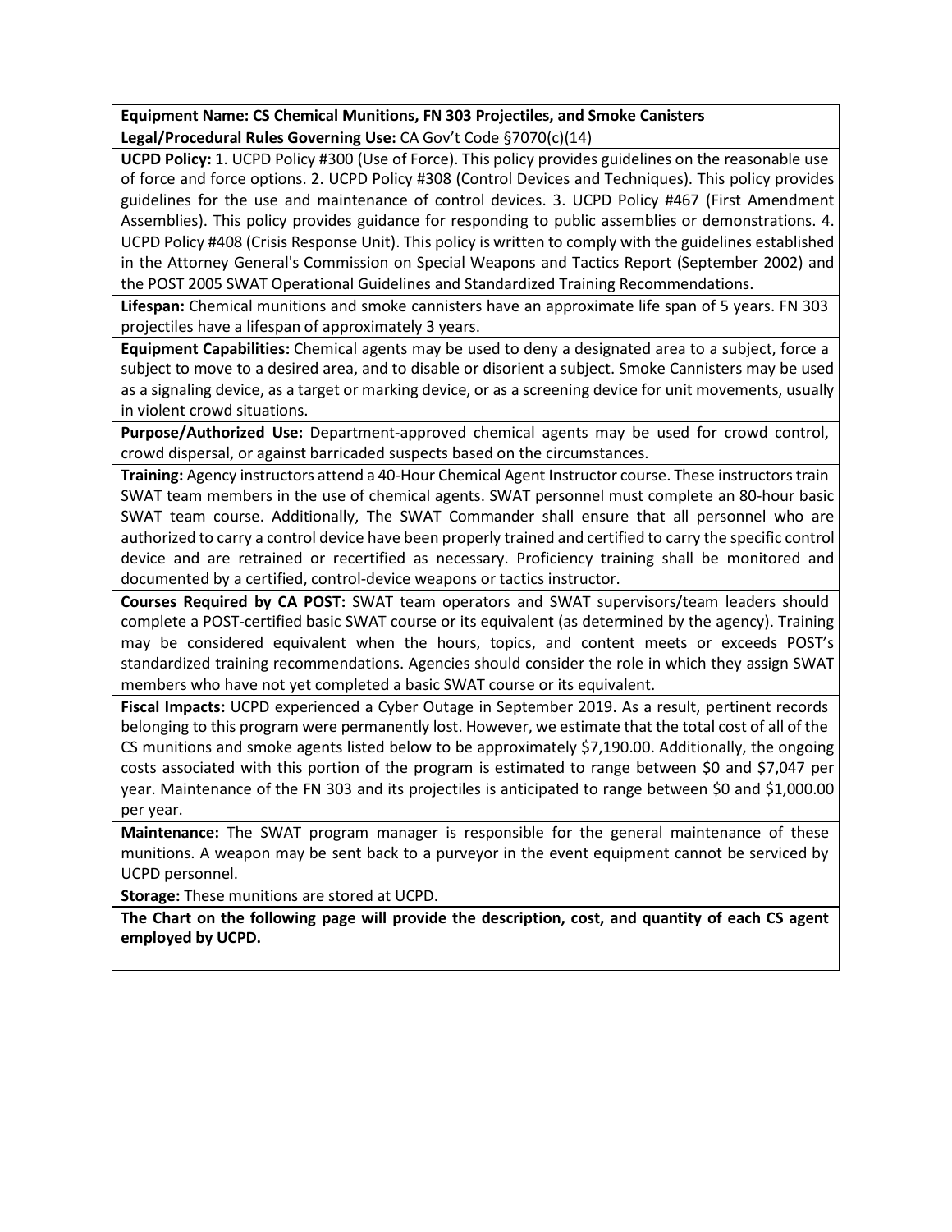**Equipment Name: CS Chemical Munitions, FN 303 Projectiles, and Smoke Canisters**

**Legal/Procedural Rules Governing Use:** CA Gov't Code §7070(c)(14)

**UCPD Policy:** 1. UCPD Policy #300 (Use of Force). This policy provides guidelines on the reasonable use of force and force options. 2. UCPD Policy #308 (Control Devices and Techniques). This policy provides guidelines for the use and maintenance of control devices. 3. UCPD Policy #467 (First Amendment Assemblies). This policy provides guidance for responding to public assemblies or demonstrations. 4. UCPD Policy #408 (Crisis Response Unit). This policy is written to comply with the guidelines established in the Attorney General's Commission on Special Weapons and Tactics Report (September 2002) and the POST 2005 SWAT Operational Guidelines and Standardized Training Recommendations.

**Lifespan:** Chemical munitions and smoke cannisters have an approximate life span of 5 years. FN 303 projectiles have a lifespan of approximately 3 years.

**Equipment Capabilities:** Chemical agents may be used to deny a designated area to a subject, force a subject to move to a desired area, and to disable or disorient a subject. Smoke Cannisters may be used as a signaling device, as a target or marking device, or as a screening device for unit movements, usually in violent crowd situations.

**Purpose/Authorized Use:** Department-approved chemical agents may be used for crowd control, crowd dispersal, or against barricaded suspects based on the circumstances.

**Training:** Agency instructors attend a 40-Hour Chemical Agent Instructor course. These instructors train SWAT team members in the use of chemical agents. SWAT personnel must complete an 80-hour basic SWAT team course. Additionally, The SWAT Commander shall ensure that all personnel who are authorized to carry a control device have been properly trained and certified to carry the specific control device and are retrained or recertified as necessary. Proficiency training shall be monitored and documented by a certified, control-device weapons or tactics instructor.

**Courses Required by CA POST:** SWAT team operators and SWAT supervisors/team leaders should complete a POST-certified basic SWAT course or its equivalent (as determined by the agency). Training may be considered equivalent when the hours, topics, and content meets or exceeds POST's standardized training recommendations. Agencies should consider the role in which they assign SWAT members who have not yet completed a basic SWAT course or its equivalent.

**Fiscal Impacts:** UCPD experienced a Cyber Outage in September 2019. As a result, pertinent records belonging to this program were permanently lost. However, we estimate that the total cost of all of the CS munitions and smoke agents listed below to be approximately $7,190.00. Additionally, the ongoing costs associated with this portion of the program is estimated to range between $0 and $7,047 per year. Maintenance of the FN 303 and its projectiles is anticipated to range between $0 and $1,000.00 per year.

**Maintenance:** The SWAT program manager is responsible for the general maintenance of these munitions. A weapon may be sent back to a purveyor in the event equipment cannot be serviced by UCPD personnel.

**Storage:** These munitions are stored at UCPD.

**The Chart on the following page will provide the description, cost, and quantity of each CS agent employed by UCPD.**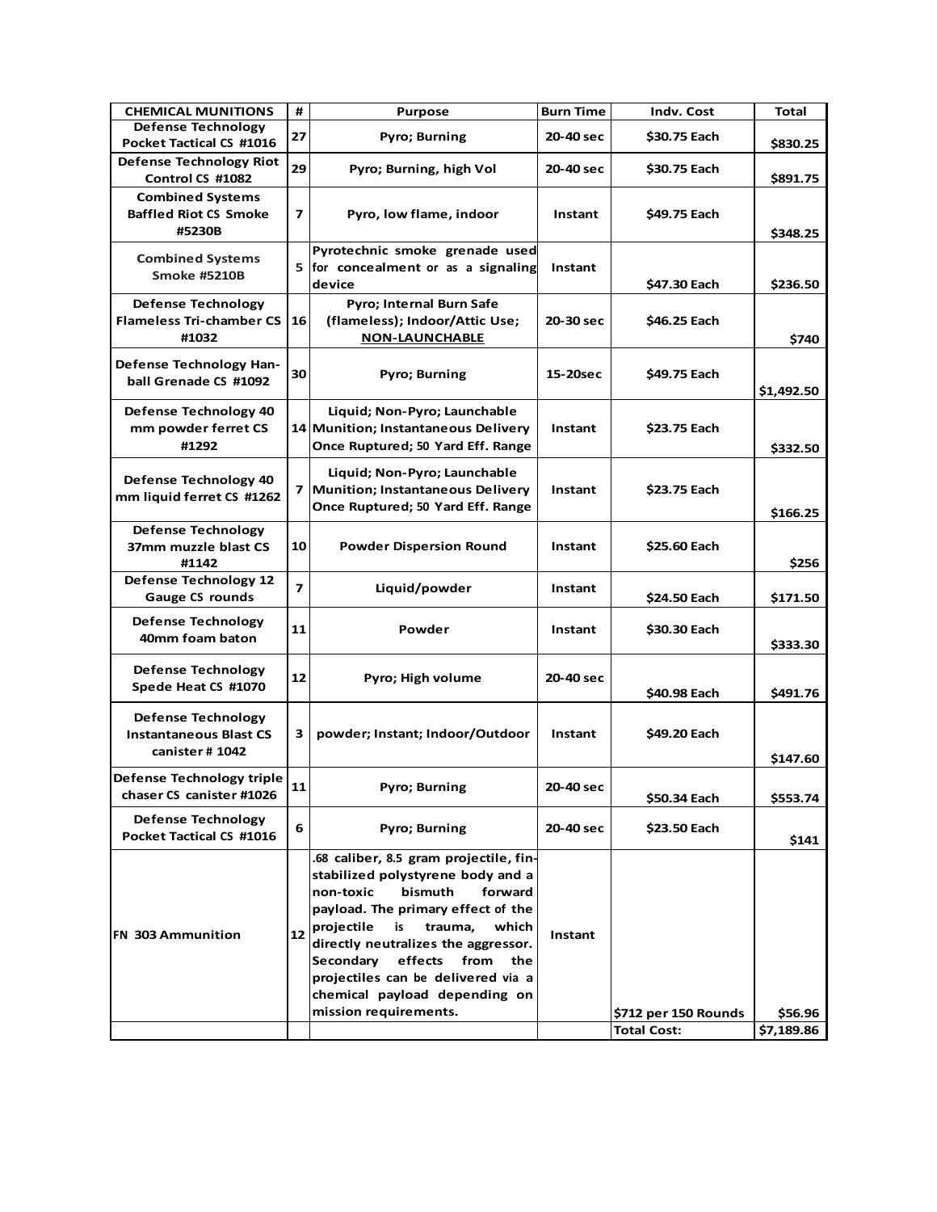| CHEMICAL MUNITIONS | # | Purpose | Burn Time | Indv. Cost | Total |
|---|---|---|---|---|---|
| Defense Technology Pocket Tactical CS #1016 | 27 | Pyro; Burning | 20-40 sec | $30.75 Each | $830.25 |
| Defense Technology Riot Control CS #1082 | 29 | Pyro; Burning, high Vol | 20-40 sec | $30.75 Each | $891.75 |
| Combined Systems Baffled Riot CS Smoke #5230B | 7 | Pyro, low flame, indoor | Instant | $49.75 Each | $348.25 |
| Combined Systems Smoke #5210B | 5 | Pyrotechnic smoke grenade used for concealment or as a signaling device | Instant | $47.30 Each | $236.50 |
| Defense Technology Flameless Tri-chamber CS #1032 | 16 | Pyro; Internal Burn Safe (flameless); Indoor/Attic Use; NON-LAUNCHABLE | 20-30 sec | $46.25 Each | $740 |
| Defense Technology Han-ball Grenade CS #1092 | 30 | Pyro; Burning | 15-20sec | $49.75 Each | $1,492.50 |
| Defense Technology 40 mm powder ferret CS #1292 | 14 | Liquid; Non-Pyro; Launchable Munition; Instantaneous Delivery Once Ruptured; 50 Yard Eff. Range | Instant | $23.75 Each | $332.50 |
| Defense Technology 40 mm liquid ferret CS #1262 | 7 | Liquid; Non-Pyro; Launchable Munition; Instantaneous Delivery Once Ruptured; 50 Yard Eff. Range | Instant | $23.75 Each | $166.25 |
| Defense Technology 37mm muzzle blast CS #1142 | 10 | Powder Dispersion Round | Instant | $25.60 Each | $256 |
| Defense Technology 12 Gauge CS rounds | 7 | Liquid/powder | Instant | $24.50 Each | $171.50 |
| Defense Technology 40mm foam baton | 11 | Powder | Instant | $30.30 Each | $333.30 |
| Defense Technology Spede Heat CS #1070 | 12 | Pyro; High volume | 20-40 sec | $40.98 Each | $491.76 |
| Defense Technology Instantaneous Blast CS canister # 1042 | 3 | powder; Instant; Indoor/Outdoor | Instant | $49.20 Each | $147.60 |
| Defense Technology triple chaser CS canister #1026 | 11 | Pyro; Burning | 20-40 sec | $50.34 Each | $553.74 |
| Defense Technology Pocket Tactical CS #1016 | 6 | Pyro; Burning | 20-40 sec | $23.50 Each | $141 |
| FN 303 Ammunition | 12 | .68 caliber, 8.5 gram projectile, fin-stabilized polystyrene body and a non-toxic bismuth forward payload. The primary effect of the projectile is trauma, which directly neutralizes the aggressor. Secondary effects from the projectiles can be delivered via a chemical payload depending on mission requirements. | Instant | $712 per 150 Rounds | $56.96 |
| | | | | Total Cost: | $7,189.86 |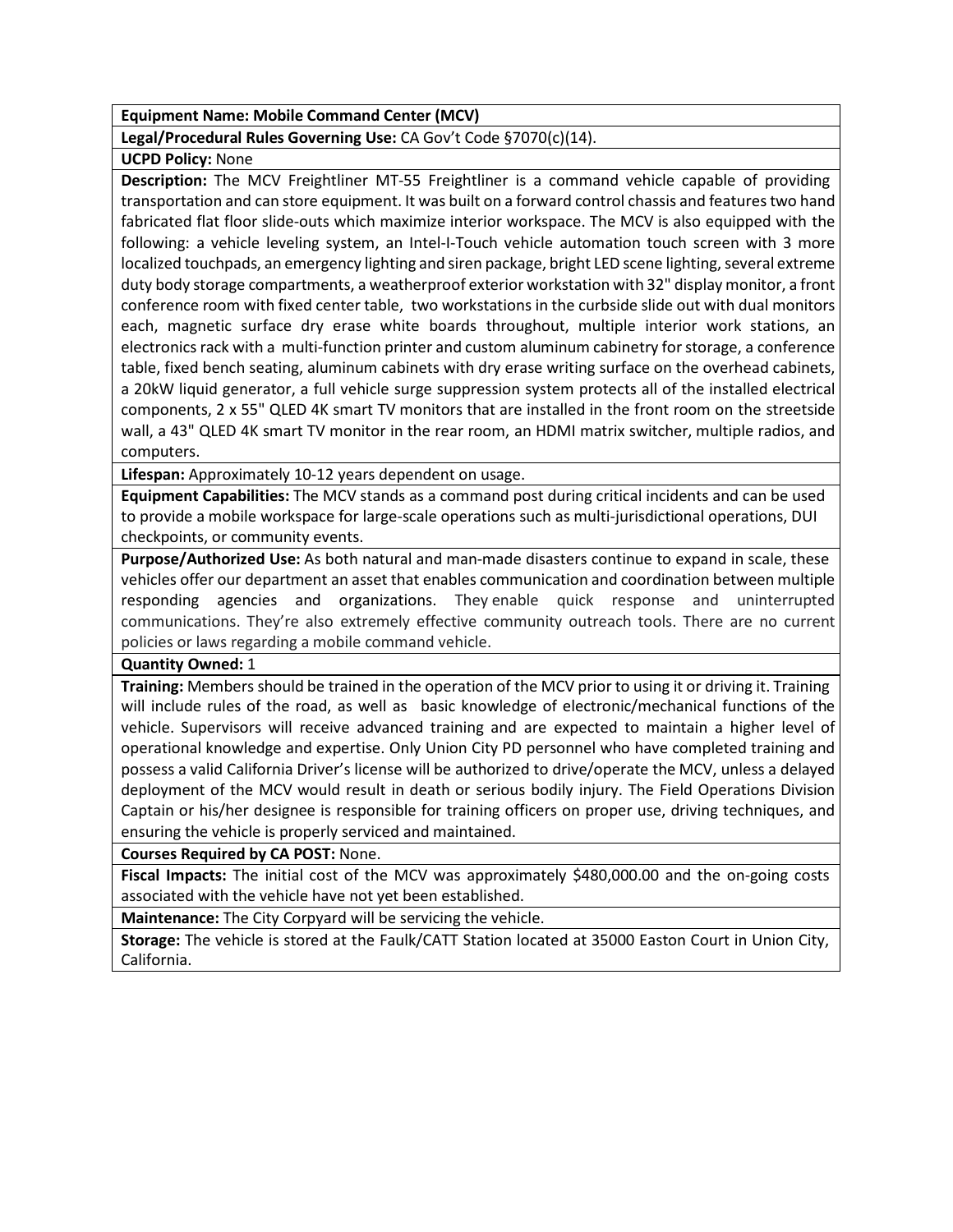**Equipment Name: Mobile Command Center (MCV)**

**Legal/Procedural Rules Governing Use:** CA Gov't Code §7070(c)(14).

**UCPD Policy:** None

**Description:** The MCV Freightliner MT-55 Freightliner is a command vehicle capable of providing transportation and can store equipment. It was built on a forward control chassis and features two hand fabricated flat floor slide-outs which maximize interior workspace. The MCV is also equipped with the following: a vehicle leveling system, an Intel-I-Touch vehicle automation touch screen with 3 more localized touchpads, an emergency lighting and siren package, bright LED scene lighting, several extreme duty body storage compartments, a weatherproof exterior workstation with 32" display monitor, a front conference room with fixed center table, two workstations in the curbside slide out with dual monitors each, magnetic surface dry erase white boards throughout, multiple interior work stations, an electronics rack with a multi-function printer and custom aluminum cabinetry for storage, a conference table, fixed bench seating, aluminum cabinets with dry erase writing surface on the overhead cabinets, a 20kW liquid generator, a full vehicle surge suppression system protects all of the installed electrical components, 2 x 55" QLED 4K smart TV monitors that are installed in the front room on the streetside wall, a 43" QLED 4K smart TV monitor in the rear room, an HDMI matrix switcher, multiple radios, and computers.

**Lifespan:** Approximately 10-12 years dependent on usage.

**Equipment Capabilities:** The MCV stands as a command post during critical incidents and can be used to provide a mobile workspace for large-scale operations such as multi-jurisdictional operations, DUI checkpoints, or community events.

**Purpose/Authorized Use:** As both natural and man-made disasters continue to expand in scale, these vehicles offer our department an asset that enables communication and coordination between multiple responding agencies and organizations. They enable quick response and uninterrupted communications. They're also extremely effective community outreach tools. There are no current policies or laws regarding a mobile command vehicle.

**Quantity Owned:** 1

**Training:** Members should be trained in the operation of the MCV prior to using it or driving it. Training will include rules of the road, as well as basic knowledge of electronic/mechanical functions of the vehicle. Supervisors will receive advanced training and are expected to maintain a higher level of operational knowledge and expertise. Only Union City PD personnel who have completed training and possess a valid California Driver's license will be authorized to drive/operate the MCV, unless a delayed deployment of the MCV would result in death or serious bodily injury. The Field Operations Division Captain or his/her designee is responsible for training officers on proper use, driving techniques, and ensuring the vehicle is properly serviced and maintained.

**Courses Required by CA POST:** None.

**Fiscal Impacts:** The initial cost of the MCV was approximately $480,000.00 and the on-going costs associated with the vehicle have not yet been established.

**Maintenance:** The City Corpyard will be servicing the vehicle.

**Storage:** The vehicle is stored at the Faulk/CATT Station located at 35000 Easton Court in Union City, California.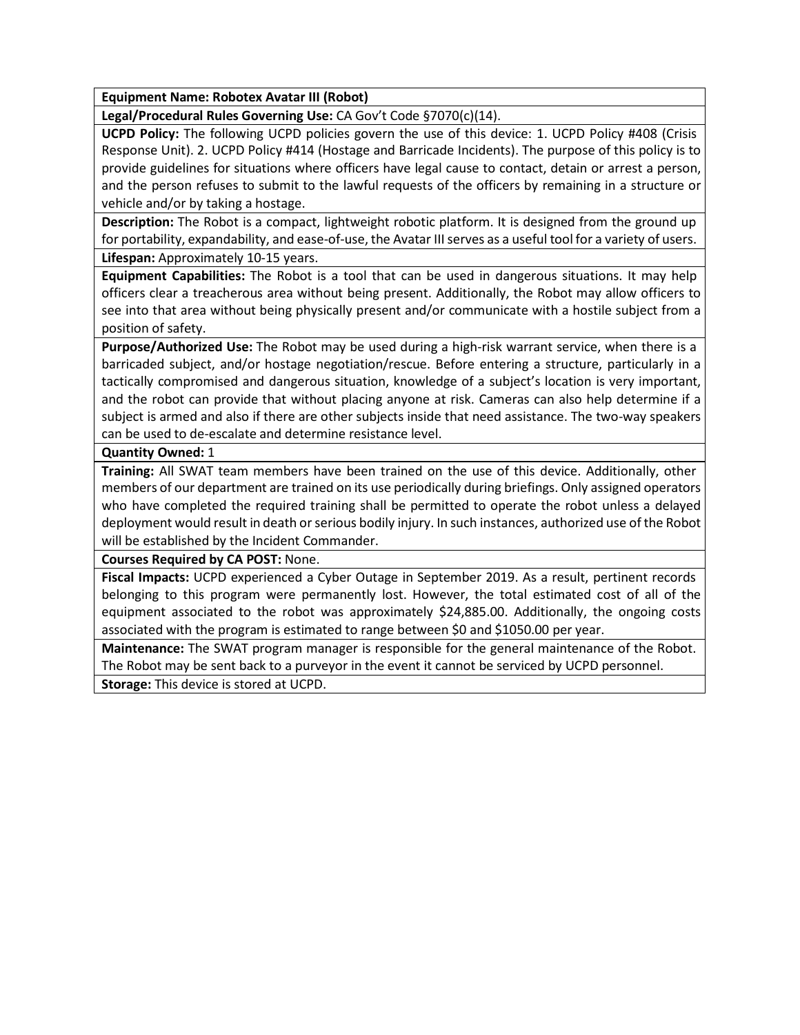**Equipment Name: Robotex Avatar III (Robot)**

**Legal/Procedural Rules Governing Use:** CA Gov't Code §7070(c)(14).

**UCPD Policy:** The following UCPD policies govern the use of this device: 1. UCPD Policy #408 (Crisis Response Unit). 2. UCPD Policy #414 (Hostage and Barricade Incidents). The purpose of this policy is to provide guidelines for situations where officers have legal cause to contact, detain or arrest a person, and the person refuses to submit to the lawful requests of the officers by remaining in a structure or vehicle and/or by taking a hostage.

**Description:** The Robot is a compact, lightweight robotic platform. It is designed from the ground up for portability, expandability, and ease-of-use, the Avatar III serves as a useful tool for a variety of users.

**Lifespan:** Approximately 10-15 years.

**Equipment Capabilities:** The Robot is a tool that can be used in dangerous situations. It may help officers clear a treacherous area without being present. Additionally, the Robot may allow officers to see into that area without being physically present and/or communicate with a hostile subject from a position of safety.

**Purpose/Authorized Use:** The Robot may be used during a high-risk warrant service, when there is a barricaded subject, and/or hostage negotiation/rescue. Before entering a structure, particularly in a tactically compromised and dangerous situation, knowledge of a subject's location is very important, and the robot can provide that without placing anyone at risk. Cameras can also help determine if a subject is armed and also if there are other subjects inside that need assistance. The two-way speakers can be used to de-escalate and determine resistance level.

**Quantity Owned:** 1

**Training:** All SWAT team members have been trained on the use of this device. Additionally, other members of our department are trained on its use periodically during briefings. Only assigned operators who have completed the required training shall be permitted to operate the robot unless a delayed deployment would result in death or serious bodily injury. In such instances, authorized use of the Robot will be established by the Incident Commander.

**Courses Required by CA POST:** None.

**Fiscal Impacts:** UCPD experienced a Cyber Outage in September 2019. As a result, pertinent records belonging to this program were permanently lost. However, the total estimated cost of all of the equipment associated to the robot was approximately $24,885.00. Additionally, the ongoing costs associated with the program is estimated to range between $0 and $1050.00 per year.

**Maintenance:** The SWAT program manager is responsible for the general maintenance of the Robot. The Robot may be sent back to a purveyor in the event it cannot be serviced by UCPD personnel.

**Storage:** This device is stored at UCPD.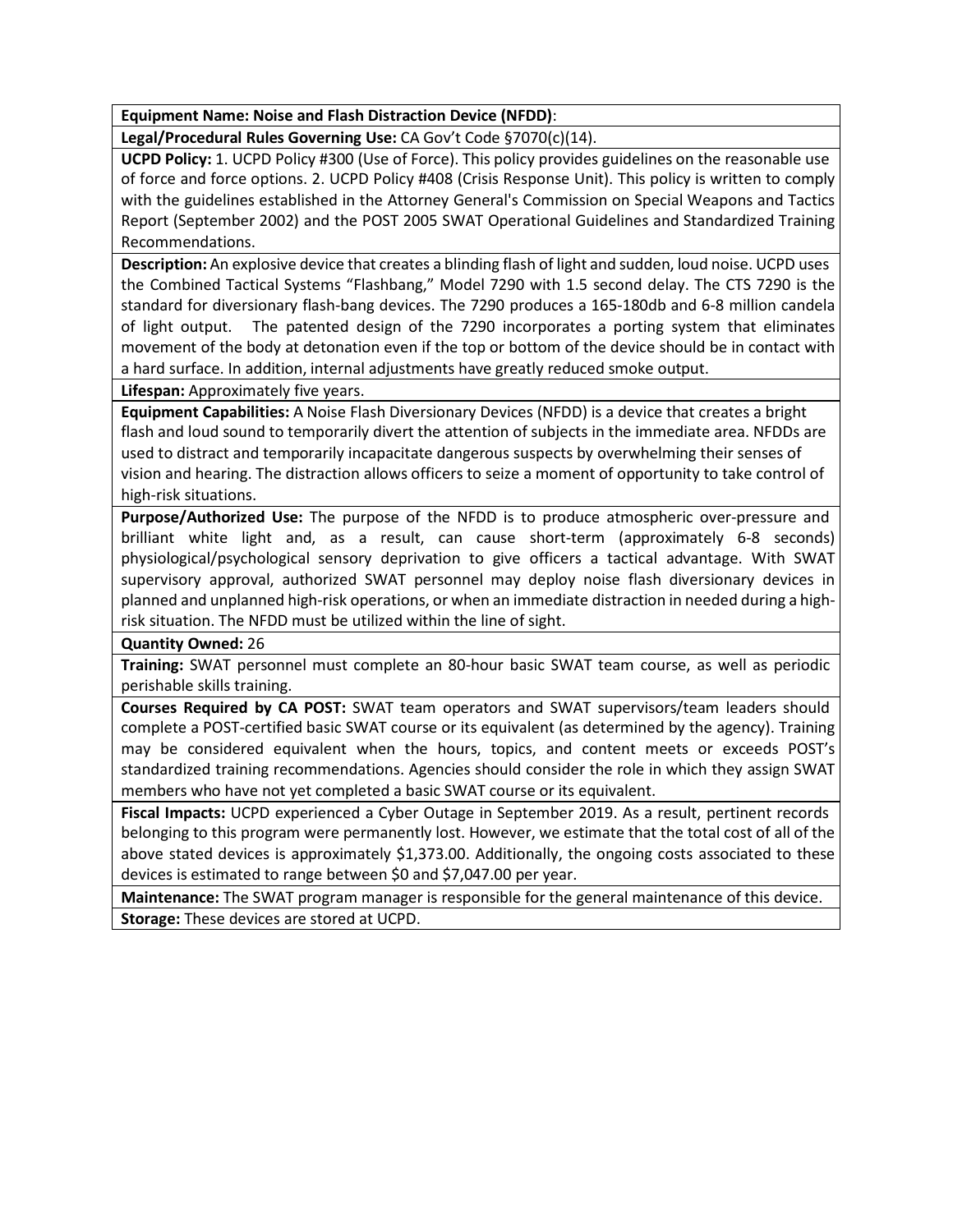**Equipment Name: Noise and Flash Distraction Device (NFDD)**:

**Legal/Procedural Rules Governing Use:** CA Gov't Code §7070(c)(14).

**UCPD Policy:** 1. UCPD Policy #300 (Use of Force). This policy provides guidelines on the reasonable use of force and force options. 2. UCPD Policy #408 (Crisis Response Unit). This policy is written to comply with the guidelines established in the Attorney General's Commission on Special Weapons and Tactics Report (September 2002) and the POST 2005 SWAT Operational Guidelines and Standardized Training Recommendations.

**Description:** An explosive device that creates a blinding flash of light and sudden, loud noise. UCPD uses the Combined Tactical Systems "Flashbang," Model 7290 with 1.5 second delay. The CTS 7290 is the standard for diversionary flash-bang devices. The 7290 produces a 165-180db and 6-8 million candela of light output. The patented design of the 7290 incorporates a porting system that eliminates movement of the body at detonation even if the top or bottom of the device should be in contact with a hard surface. In addition, internal adjustments have greatly reduced smoke output.

**Lifespan:** Approximately five years.

**Equipment Capabilities:** A Noise Flash Diversionary Devices (NFDD) is a device that creates a bright flash and loud sound to temporarily divert the attention of subjects in the immediate area. NFDDs are used to distract and temporarily incapacitate dangerous suspects by overwhelming their senses of vision and hearing. The distraction allows officers to seize a moment of opportunity to take control of high-risk situations.

**Purpose/Authorized Use:** The purpose of the NFDD is to produce atmospheric over-pressure and brilliant white light and, as a result, can cause short-term (approximately 6-8 seconds) physiological/psychological sensory deprivation to give officers a tactical advantage. With SWAT supervisory approval, authorized SWAT personnel may deploy noise flash diversionary devices in planned and unplanned high-risk operations, or when an immediate distraction in needed during a high-risk situation. The NFDD must be utilized within the line of sight.

**Quantity Owned:** 26

**Training:** SWAT personnel must complete an 80-hour basic SWAT team course, as well as periodic perishable skills training.

**Courses Required by CA POST:** SWAT team operators and SWAT supervisors/team leaders should complete a POST-certifed basic SWAT course or its equivalent (as determined by the agency). Training may be considered equivalent when the hours, topics, and content meets or exceeds POST's standardized training recommendations. Agencies should consider the role in which they assign SWAT members who have not yet completed a basic SWAT course or its equivalent.

**Fiscal Impacts:** UCPD experienced a Cyber Outage in September 2019. As a result, pertinent records belonging to this program were permanently lost. However, we estimate that the total cost of all of the above stated devices is approximately $1,373.00. Additionally, the ongoing costs associated to these devices is estimated to range between $0 and $7,047.00 per year.

**Maintenance:** The SWAT program manager is responsible for the general maintenance of this device.

**Storage:** These devices are stored at UCPD.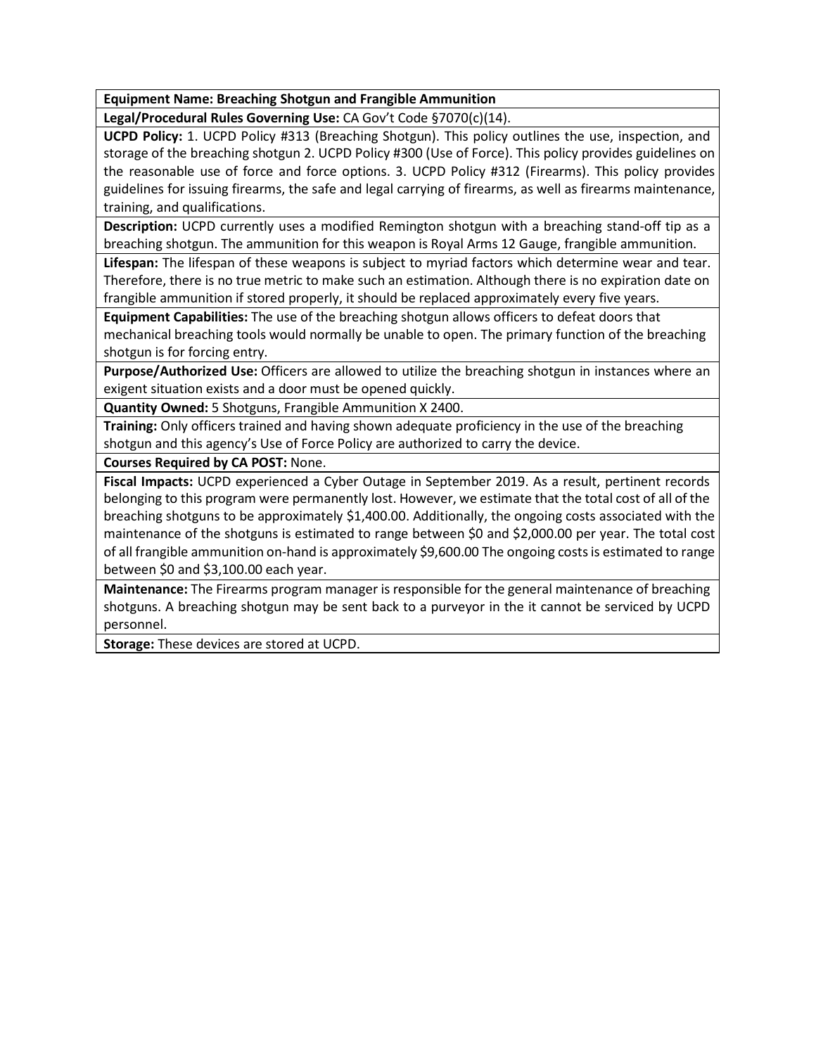| **Equipment Name: Breaching Shotgun and Frangible Ammunition** |
|---|
| **Legal/Procedural Rules Governing Use:** CA Gov't Code §7070(c)(14). |
| **UCPD Policy:** 1. UCPD Policy #313 (Breaching Shotgun). This policy outlines the use, inspection, and storage of the breaching shotgun 2. UCPD Policy #300 (Use of Force). This policy provides guidelines on the reasonable use of force and force options. 3. UCPD Policy #312 (Firearms). This policy provides guidelines for issuing firearms, the safe and legal carrying of firearms, as well as firearms maintenance, training, and qualifications. |
| **Description:** UCPD currently uses a modified Remington shotgun with a breaching stand-off tip as a breaching shotgun. The ammunition for this weapon is Royal Arms 12 Gauge, frangible ammunition. |
| **Lifespan:** The lifespan of these weapons is subject to myriad factors which determine wear and tear. Therefore, there is no true metric to make such an estimation. Although there is no expiration date on frangible ammunition if stored properly, it should be replaced approximately every five years. |
| **Equipment Capabilities:** The use of the breaching shotgun allows officers to defeat doors that mechanical breaching tools would normally be unable to open. The primary function of the breaching shotgun is for forcing entry. |
| **Purpose/Authorized Use:** Officers are allowed to utilize the breaching shotgun in instances where an exigent situation exists and a door must be opened quickly. |
| **Quantity Owned:** 5 Shotguns, Frangible Ammunition X 2400. |
| **Training:** Only officers trained and having shown adequate proficiency in the use of the breaching shotgun and this agency's Use of Force Policy are authorized to carry the device. |
| **Courses Required by CA POST:** None. |
| **Fiscal Impacts:** UCPD experienced a Cyber Outage in September 2019. As a result, pertinent records belonging to this program were permanently lost. However, we estimate that the total cost of all of the breaching shotguns to be approximately \$1,400.00. Additionally, the ongoing costs associated with the maintenance of the shotguns is estimated to range between \$0 and \$2,000.00 per year. The total cost of all frangible ammunition on-hand is approximately \$9,600.00 The ongoing costs is estimated to range between \$0 and \$3,100.00 each year. |
| **Maintenance:** The Firearms program manager is responsible for the general maintenance of breaching shotguns. A breaching shotgun may be sent back to a purveyor in the it cannot be serviced by UCPD personnel. |
| **Storage:** These devices are stored at UCPD. |